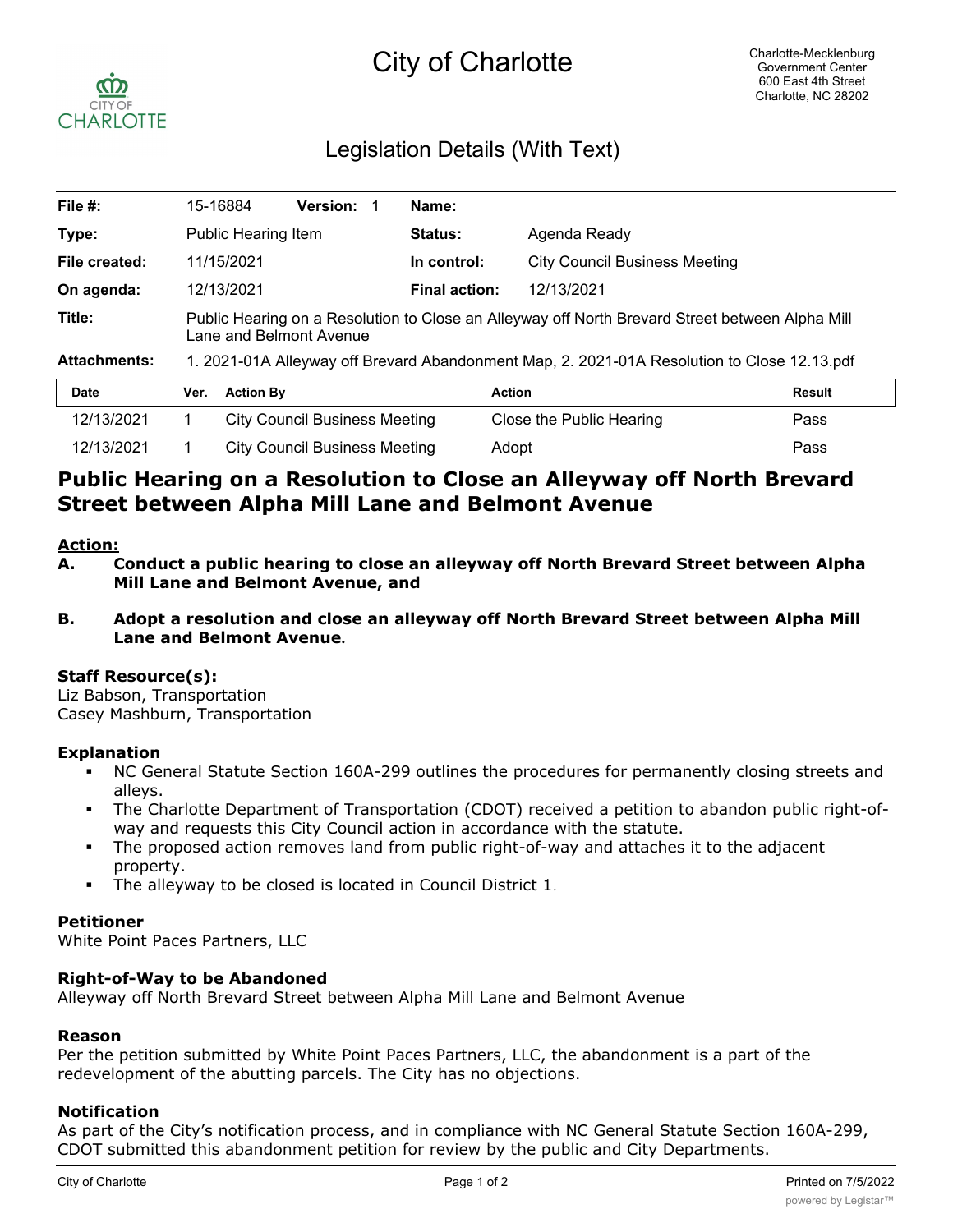# City of Charlotte

Charlotte-Mecklenburg Government Center
600 East 4th Street
Charlotte, NC 28202

## Legislation Details (With Text)

| | | | |
|---|---|---|---|
| **File #:** | 15-16884 **Version:** 1 | **Name:** | |
| **Type:** | Public Hearing Item | **Status:** | Agenda Ready |
| **File created:** | 11/15/2021 | **In control:** | City Council Business Meeting |
| **On agenda:** | 12/13/2021 | **Final action:** | 12/13/2021 |
| **Title:** | Public Hearing on a Resolution to Close an Alleyway off North Brevard Street between Alpha Mill Lane and Belmont Avenue | | |
| **Attachments:** | 1. 2021-01A Alleyway off Brevard Abandonment Map, 2. 2021-01A Resolution to Close 12.13.pdf | | |

| Date | Ver. | Action By | Action | Result |
|---|---|---|---|---|
| 12/13/2021 | 1 | City Council Business Meeting | Close the Public Hearing | Pass |
| 12/13/2021 | 1 | City Council Business Meeting | Adopt | Pass |

## Public Hearing on a Resolution to Close an Alleyway off North Brevard Street between Alpha Mill Lane and Belmont Avenue

**Action:**

**A. Conduct a public hearing to close an alleyway off North Brevard Street between Alpha Mill Lane and Belmont Avenue, and**

**B. Adopt a resolution and close an alleyway off North Brevard Street between Alpha Mill Lane and Belmont Avenue.**

### Staff Resource(s):

Liz Babson, Transportation
Casey Mashburn, Transportation

### Explanation

- NC General Statute Section 160A-299 outlines the procedures for permanently closing streets and alleys.
- The Charlotte Department of Transportation (CDOT) received a petition to abandon public right-of-way and requests this City Council action in accordance with the statute.
- The proposed action removes land from public right-of-way and attaches it to the adjacent property.
- The alleyway to be closed is located in Council District 1.

### Petitioner

White Point Paces Partners, LLC

### Right-of-Way to be Abandoned

Alleyway off North Brevard Street between Alpha Mill Lane and Belmont Avenue

### Reason

Per the petition submitted by White Point Paces Partners, LLC, the abandonment is a part of the redevelopment of the abutting parcels. The City has no objections.

### Notification

As part of the City's notification process, and in compliance with NC General Statute Section 160A-299, CDOT submitted this abandonment petition for review by the public and City Departments.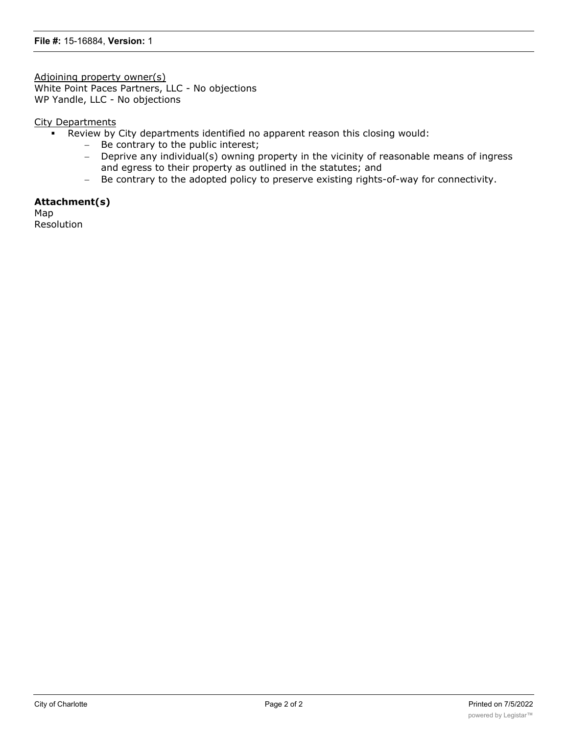Adjoining property owner(s)
White Point Paces Partners, LLC - No objections
WP Yandle, LLC - No objections

City Departments

- Review by City departments identified no apparent reason this closing would:
  - Be contrary to the public interest;
  - Deprive any individual(s) owning property in the vicinity of reasonable means of ingress and egress to their property as outlined in the statutes; and
  - Be contrary to the adopted policy to preserve existing rights-of-way for connectivity.

**Attachment(s)**
Map
Resolution